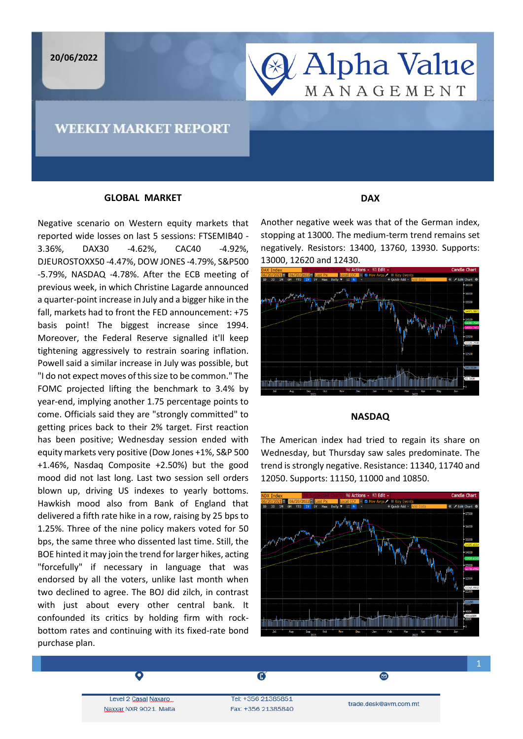20/06/2022

# Alpha Value MANAGEMENT

## WEEKLY MARKET REPORT

### GLOBAL MARKET

Negative scenario on Western equity markets that reported wide losses on last 5 sessions: FTSEMIB40 -3.36%, DAX30 -4.62%, CAC40 -4.92%, DJEUROSTOXX50 -4.47%, DOW JONES -4.79%, S&P500 -5.79%, NASDAQ -4.78%. After the ECB meeting of previous week, in which Christine Lagarde announced a quarter-point increase in July and a bigger hike in the fall, markets had to front the FED announcement: +75 basis point! The biggest increase since 1994. Moreover, the Federal Reserve signalled it'll keep tightening aggressively to restrain soaring inflation. Powell said a similar increase in July was possible, but "I do not expect moves of this size to be common." The FOMC projected lifting the benchmark to 3.4% by year-end, implying another 1.75 percentage points to come. Officials said they are "strongly committed" to getting prices back to their 2% target. First reaction has been positive; Wednesday session ended with equity markets very positive (Dow Jones +1%, S&P 500 +1.46%, Nasdaq Composite +2.50%) but the good mood did not last long. Last two session sell orders blown up, driving US indexes to yearly bottoms. Hawkish mood also from Bank of England that delivered a fifth rate hike in a row, raising by 25 bps to 1.25%. Three of the nine policy makers voted for 50 bps, the same three who dissented last time. Still, the BOE hinted it may join the trend for larger hikes, acting "forcefully" if necessary in language that was endorsed by all the voters, unlike last month when two declined to agree. The BOJ did zilch, in contrast with just about every other central bank. It confounded its critics by holding firm with rock-bottom rates and continuing with its fixed-rate bond purchase plan.

### DAX

Another negative week was that of the German index, stopping at 13000. The medium-term trend remains set negatively. Resistors: 13400, 13760, 13930. Supports: 13000, 12620 and 12430.

### NASDAQ

The American index had tried to regain its share on Wednesday, but Thursday saw sales predominate. The trend is strongly negative. Resistance: 11340, 11740 and 12050. Supports: 11150, 11000 and 10850.

Level 2 Casal Naxaro Naxxar NXR 9021 Malta | Tel: +356 21385851 Fax: +356 21385840 | trade.desk@avm.com.mt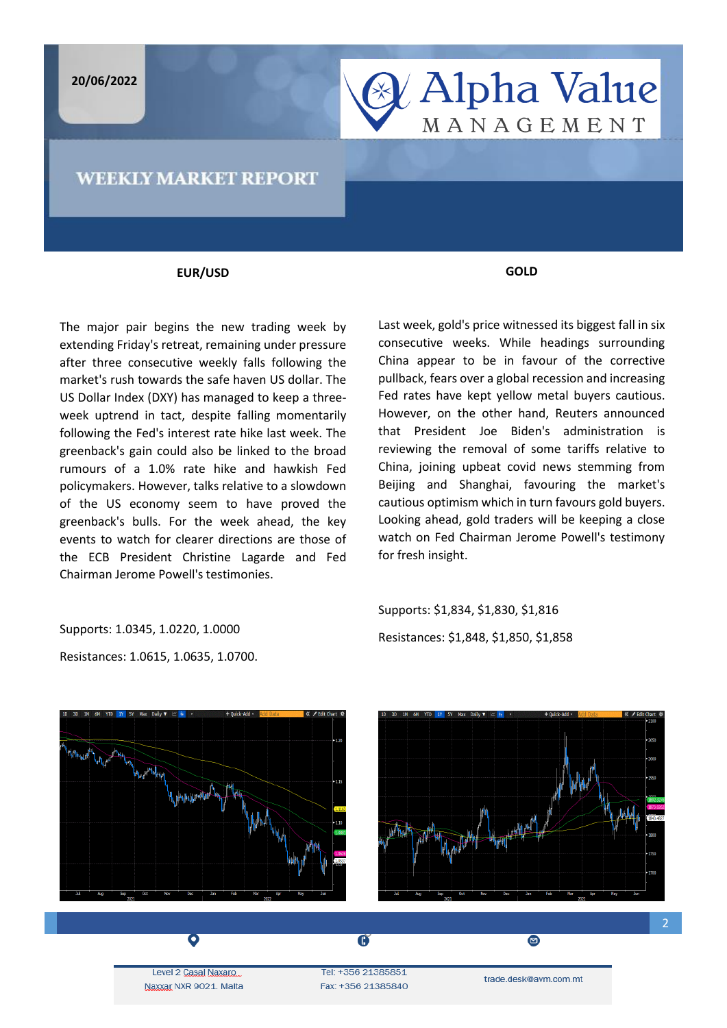20/06/2022

# WEEKLY MARKET REPORT

## EUR/USD

The major pair begins the new trading week by extending Friday's retreat, remaining under pressure after three consecutive weekly falls following the market's rush towards the safe haven US dollar. The US Dollar Index (DXY) has managed to keep a three-week uptrend in tact, despite falling momentarily following the Fed's interest rate hike last week. The greenback's gain could also be linked to the broad rumours of a 1.0% rate hike and hawkish Fed policymakers. However, talks relative to a slowdown of the US economy seem to have proved the greenback's bulls. For the week ahead, the key events to watch for clearer directions are those of the ECB President Christine Lagarde and Fed Chairman Jerome Powell's testimonies.

Supports: 1.0345, 1.0220, 1.0000

Resistances: 1.0615, 1.0635, 1.0700.

## GOLD

Last week, gold's price witnessed its biggest fall in six consecutive weeks. While headings surrounding China appear to be in favour of the corrective pullback, fears over a global recession and increasing Fed rates have kept yellow metal buyers cautious. However, on the other hand, Reuters announced that President Joe Biden's administration is reviewing the removal of some tariffs relative to China, joining upbeat covid news stemming from Beijing and Shanghai, favouring the market's cautious optimism which in turn favours gold buyers. Looking ahead, gold traders will be keeping a close watch on Fed Chairman Jerome Powell's testimony for fresh insight.

Supports: $1,834, $1,830, $1,816

Resistances: $1,848, $1,850, $1,858

Level 2 Casal Naxaro
Naxxar NXR 9021 Malta

Tel: +356 21385851
Fax: +356 21385840

trade.desk@avm.com.mt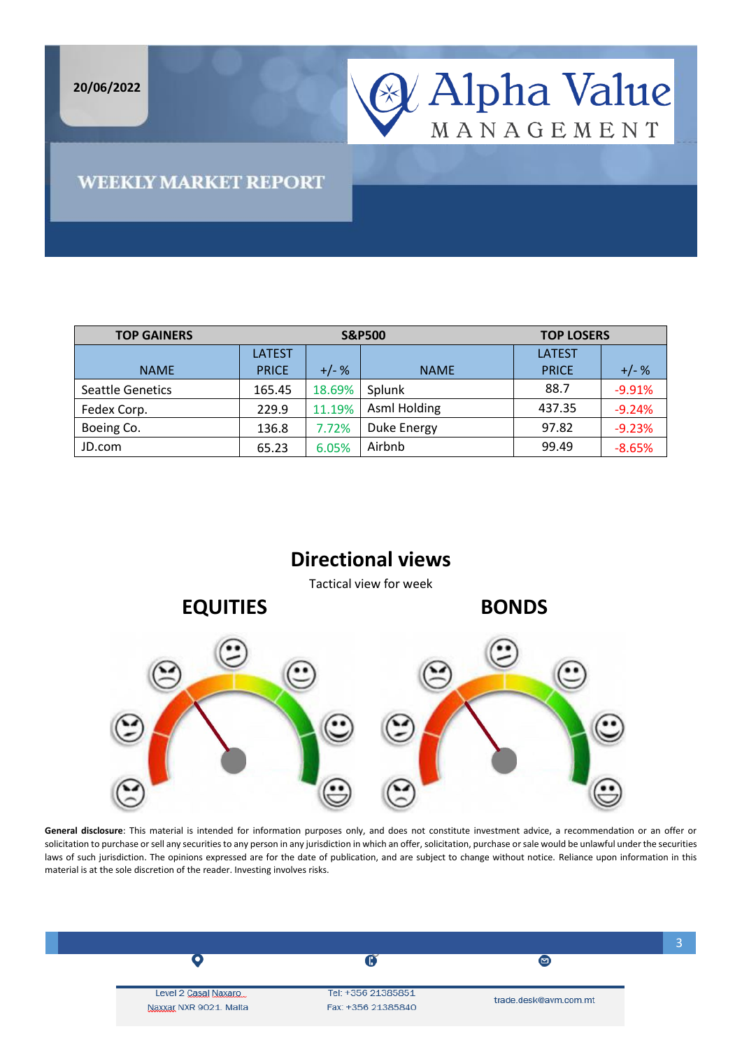20/06/2022

Alpha Value MANAGEMENT

# WEEKLY MARKET REPORT

| TOP GAINERS | | | S&P500 | | TOP LOSERS |
|---|---|---|---|---|---|
| NAME | LATEST PRICE | +/- % | NAME | LATEST PRICE | +/- % |
| Seattle Genetics | 165.45 | 18.69% | Splunk | 88.7 | -9.91% |
| Fedex Corp. | 229.9 | 11.19% | Asml Holding | 437.35 | -9.24% |
| Boeing Co. | 136.8 | 7.72% | Duke Energy | 97.82 | -9.23% |
| JD.com | 65.23 | 6.05% | Airbnb | 99.49 | -8.65% |

## Directional views

Tactical view for week

**EQUITIES**

**BONDS**

**General disclosure**: This material is intended for information purposes only, and does not constitute investment advice, a recommendation or an offer or solicitation to purchase or sell any securities to any person in any jurisdiction in which an offer, solicitation, purchase or sale would be unlawful under the securities laws of such jurisdiction. The opinions expressed are for the date of publication, and are subject to change without notice. Reliance upon information in this material is at the sole discretion of the reader. Investing involves risks.

Level 2 Casal Naxaro
Naxxar NXR 9021 Malta

Tel: +356 21385851
Fax: +356 21385840

trade.desk@avm.com.mt